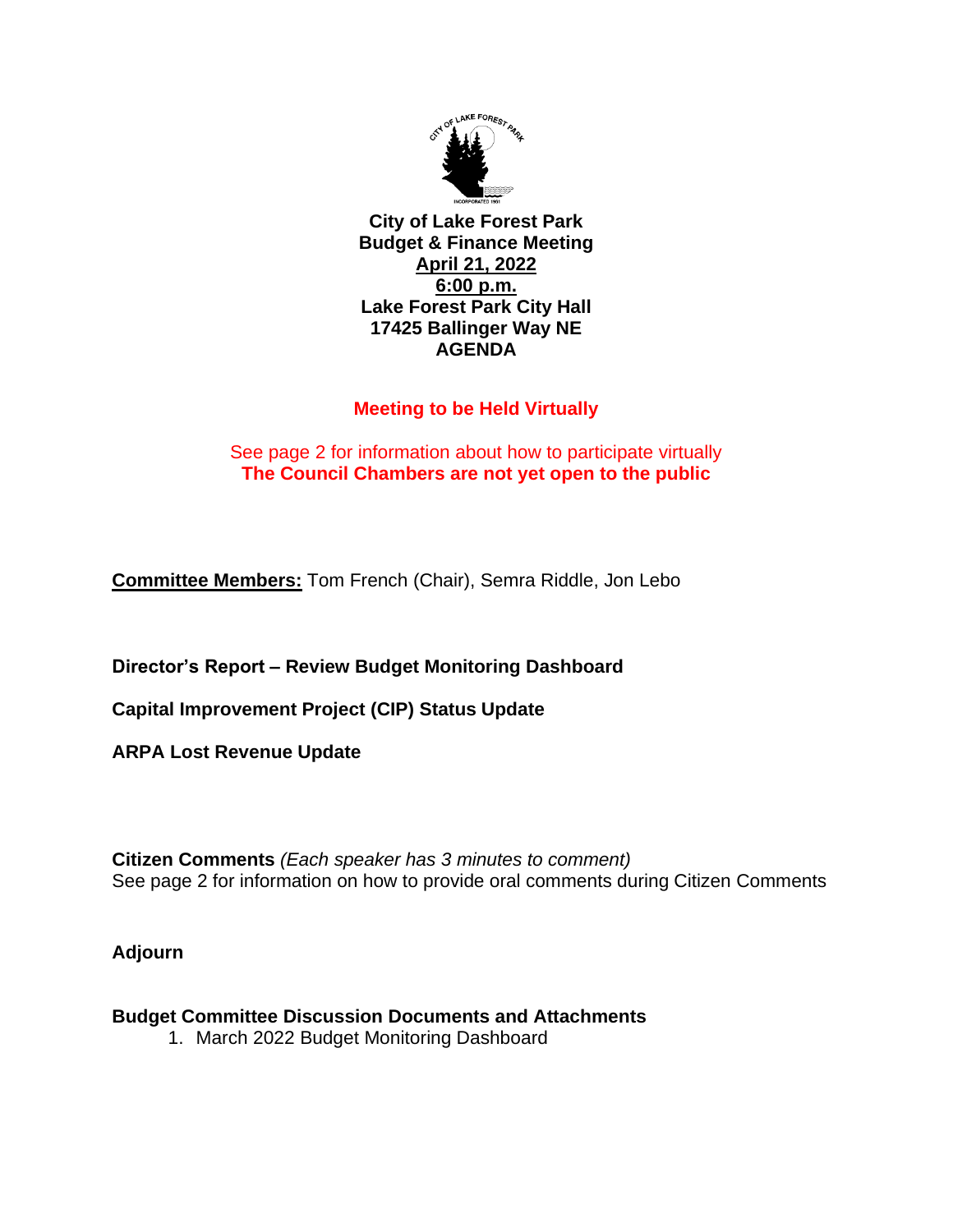**City of Lake Forest Park**
**Budget & Finance Meeting**
**April 21, 2022**
**6:00 p.m.**
**Lake Forest Park City Hall**
**17425 Ballinger Way NE**
**AGENDA**

**Meeting to be Held Virtually**

See page 2 for information about how to participate virtually
**The Council Chambers are not yet open to the public**

**Committee Members:** Tom French (Chair), Semra Riddle, Jon Lebo

**Director's Report – Review Budget Monitoring Dashboard**

**Capital Improvement Project (CIP) Status Update**

**ARPA Lost Revenue Update**

**Citizen Comments** *(Each speaker has 3 minutes to comment)*
See page 2 for information on how to provide oral comments during Citizen Comments

**Adjourn**

**Budget Committee Discussion Documents and Attachments**

1. March 2022 Budget Monitoring Dashboard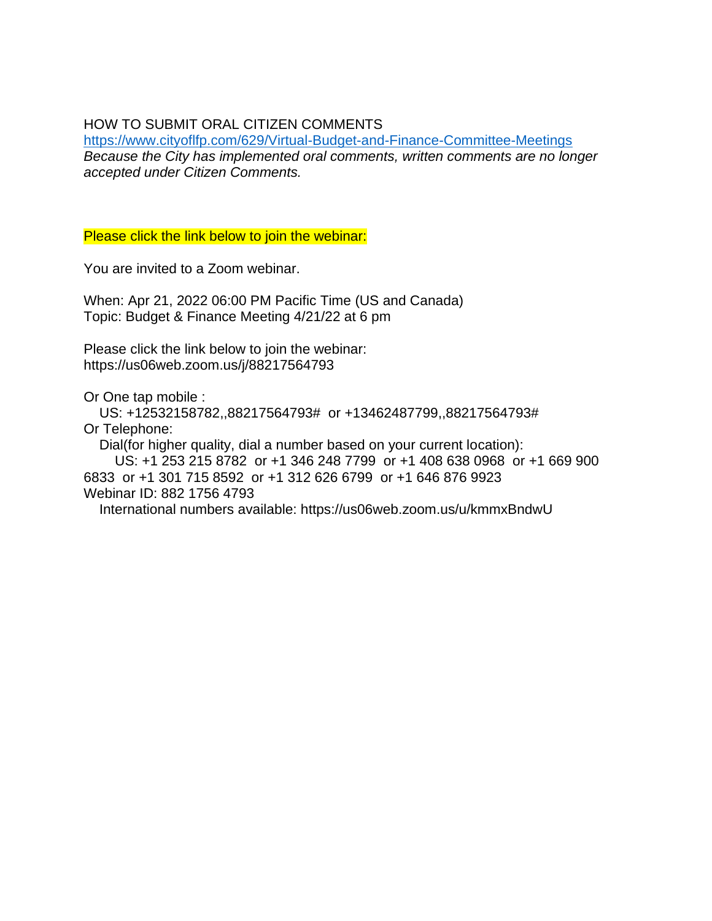HOW TO SUBMIT ORAL CITIZEN COMMENTS
https://www.cityoflfp.com/629/Virtual-Budget-and-Finance-Committee-Meetings
*Because the City has implemented oral comments, written comments are no longer accepted under Citizen Comments.*

Please click the link below to join the webinar:

You are invited to a Zoom webinar.

When: Apr 21, 2022 06:00 PM Pacific Time (US and Canada)
Topic: Budget & Finance Meeting 4/21/22 at 6 pm

Please click the link below to join the webinar:
https://us06web.zoom.us/j/88217564793

Or One tap mobile :
US: +12532158782,,88217564793# or +13462487799,,88217564793#
Or Telephone:
Dial(for higher quality, dial a number based on your current location):
US: +1 253 215 8782 or +1 346 248 7799 or +1 408 638 0968 or +1 669 900 6833 or +1 301 715 8592 or +1 312 626 6799 or +1 646 876 9923
Webinar ID: 882 1756 4793
International numbers available: https://us06web.zoom.us/u/kmmxBndwU